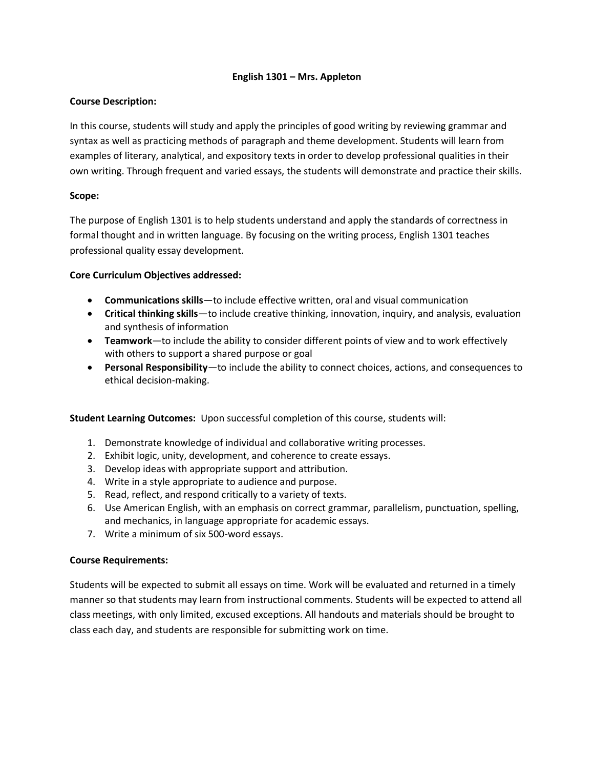# English 1301 – Mrs. Appleton

**Course Description:**

In this course, students will study and apply the principles of good writing by reviewing grammar and syntax as well as practicing methods of paragraph and theme development. Students will learn from examples of literary, analytical, and expository texts in order to develop professional qualities in their own writing. Through frequent and varied essays, the students will demonstrate and practice their skills.

**Scope:**

The purpose of English 1301 is to help students understand and apply the standards of correctness in formal thought and in written language. By focusing on the writing process, English 1301 teaches professional quality essay development.

**Core Curriculum Objectives addressed:**

- **Communications skills**—to include effective written, oral and visual communication
- **Critical thinking skills**—to include creative thinking, innovation, inquiry, and analysis, evaluation and synthesis of information
- **Teamwork**—to include the ability to consider different points of view and to work effectively with others to support a shared purpose or goal
- **Personal Responsibility**—to include the ability to connect choices, actions, and consequences to ethical decision-making.

**Student Learning Outcomes:** Upon successful completion of this course, students will:

1. Demonstrate knowledge of individual and collaborative writing processes.
2. Exhibit logic, unity, development, and coherence to create essays.
3. Develop ideas with appropriate support and attribution.
4. Write in a style appropriate to audience and purpose.
5. Read, reflect, and respond critically to a variety of texts.
6. Use American English, with an emphasis on correct grammar, parallelism, punctuation, spelling, and mechanics, in language appropriate for academic essays.
7. Write a minimum of six 500-word essays.

**Course Requirements:**

Students will be expected to submit all essays on time. Work will be evaluated and returned in a timely manner so that students may learn from instructional comments. Students will be expected to attend all class meetings, with only limited, excused exceptions. All handouts and materials should be brought to class each day, and students are responsible for submitting work on time.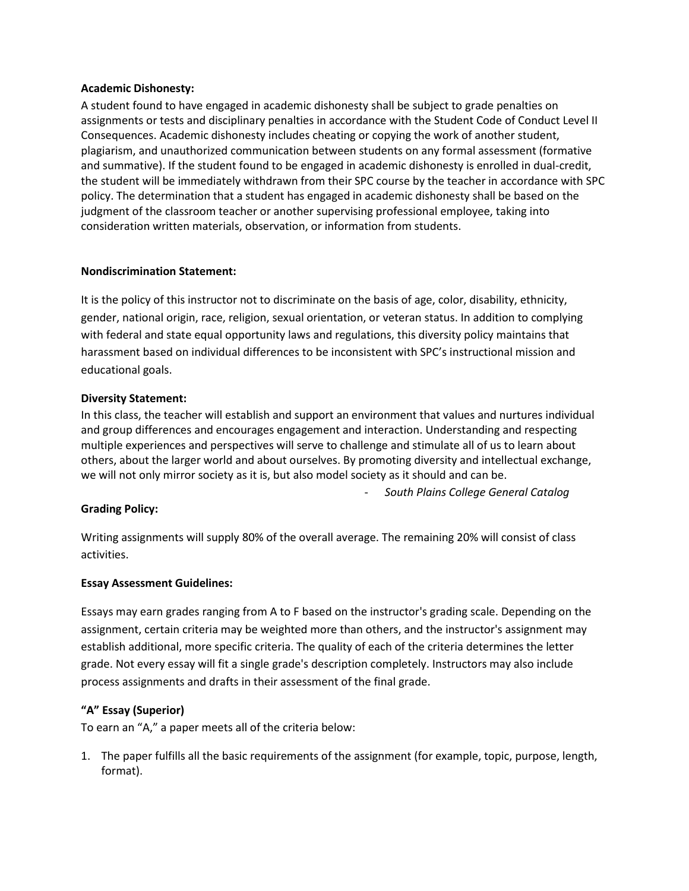**Academic Dishonesty:**

A student found to have engaged in academic dishonesty shall be subject to grade penalties on assignments or tests and disciplinary penalties in accordance with the Student Code of Conduct Level II Consequences. Academic dishonesty includes cheating or copying the work of another student, plagiarism, and unauthorized communication between students on any formal assessment (formative and summative). If the student found to be engaged in academic dishonesty is enrolled in dual-credit, the student will be immediately withdrawn from their SPC course by the teacher in accordance with SPC policy. The determination that a student has engaged in academic dishonesty shall be based on the judgment of the classroom teacher or another supervising professional employee, taking into consideration written materials, observation, or information from students.

**Nondiscrimination Statement:**

It is the policy of this instructor not to discriminate on the basis of age, color, disability, ethnicity, gender, national origin, race, religion, sexual orientation, or veteran status. In addition to complying with federal and state equal opportunity laws and regulations, this diversity policy maintains that harassment based on individual differences to be inconsistent with SPC's instructional mission and educational goals.

**Diversity Statement:**

In this class, the teacher will establish and support an environment that values and nurtures individual and group differences and encourages engagement and interaction. Understanding and respecting multiple experiences and perspectives will serve to challenge and stimulate all of us to learn about others, about the larger world and about ourselves. By promoting diversity and intellectual exchange, we will not only mirror society as it is, but also model society as it should and can be.

\- *South Plains College General Catalog*

**Grading Policy:**

Writing assignments will supply 80% of the overall average. The remaining 20% will consist of class activities.

**Essay Assessment Guidelines:**

Essays may earn grades ranging from A to F based on the instructor's grading scale. Depending on the assignment, certain criteria may be weighted more than others, and the instructor's assignment may establish additional, more specific criteria. The quality of each of the criteria determines the letter grade. Not every essay will fit a single grade's description completely. Instructors may also include process assignments and drafts in their assessment of the final grade.

**"A" Essay (Superior)**

To earn an "A," a paper meets all of the criteria below:

1. The paper fulfills all the basic requirements of the assignment (for example, topic, purpose, length, format).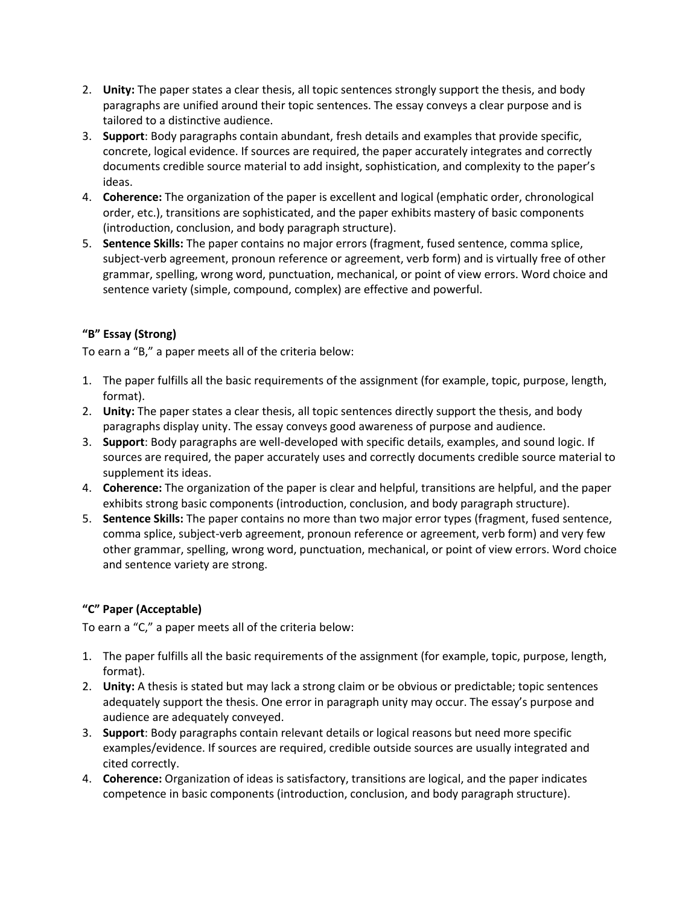2. **Unity:** The paper states a clear thesis, all topic sentences strongly support the thesis, and body paragraphs are unified around their topic sentences. The essay conveys a clear purpose and is tailored to a distinctive audience.
3. **Support**: Body paragraphs contain abundant, fresh details and examples that provide specific, concrete, logical evidence. If sources are required, the paper accurately integrates and correctly documents credible source material to add insight, sophistication, and complexity to the paper's ideas.
4. **Coherence:** The organization of the paper is excellent and logical (emphatic order, chronological order, etc.), transitions are sophisticated, and the paper exhibits mastery of basic components (introduction, conclusion, and body paragraph structure).
5. **Sentence Skills:** The paper contains no major errors (fragment, fused sentence, comma splice, subject-verb agreement, pronoun reference or agreement, verb form) and is virtually free of other grammar, spelling, wrong word, punctuation, mechanical, or point of view errors. Word choice and sentence variety (simple, compound, complex) are effective and powerful.

### "B" Essay (Strong)

To earn a "B," a paper meets all of the criteria below:

1. The paper fulfills all the basic requirements of the assignment (for example, topic, purpose, length, format).
2. **Unity:** The paper states a clear thesis, all topic sentences directly support the thesis, and body paragraphs display unity. The essay conveys good awareness of purpose and audience.
3. **Support**: Body paragraphs are well-developed with specific details, examples, and sound logic. If sources are required, the paper accurately uses and correctly documents credible source material to supplement its ideas.
4. **Coherence:** The organization of the paper is clear and helpful, transitions are helpful, and the paper exhibits strong basic components (introduction, conclusion, and body paragraph structure).
5. **Sentence Skills:** The paper contains no more than two major error types (fragment, fused sentence, comma splice, subject-verb agreement, pronoun reference or agreement, verb form) and very few other grammar, spelling, wrong word, punctuation, mechanical, or point of view errors. Word choice and sentence variety are strong.

### "C" Paper (Acceptable)

To earn a "C," a paper meets all of the criteria below:

1. The paper fulfills all the basic requirements of the assignment (for example, topic, purpose, length, format).
2. **Unity:** A thesis is stated but may lack a strong claim or be obvious or predictable; topic sentences adequately support the thesis. One error in paragraph unity may occur. The essay's purpose and audience are adequately conveyed.
3. **Support**: Body paragraphs contain relevant details or logical reasons but need more specific examples/evidence. If sources are required, credible outside sources are usually integrated and cited correctly.
4. **Coherence:** Organization of ideas is satisfactory, transitions are logical, and the paper indicates competence in basic components (introduction, conclusion, and body paragraph structure).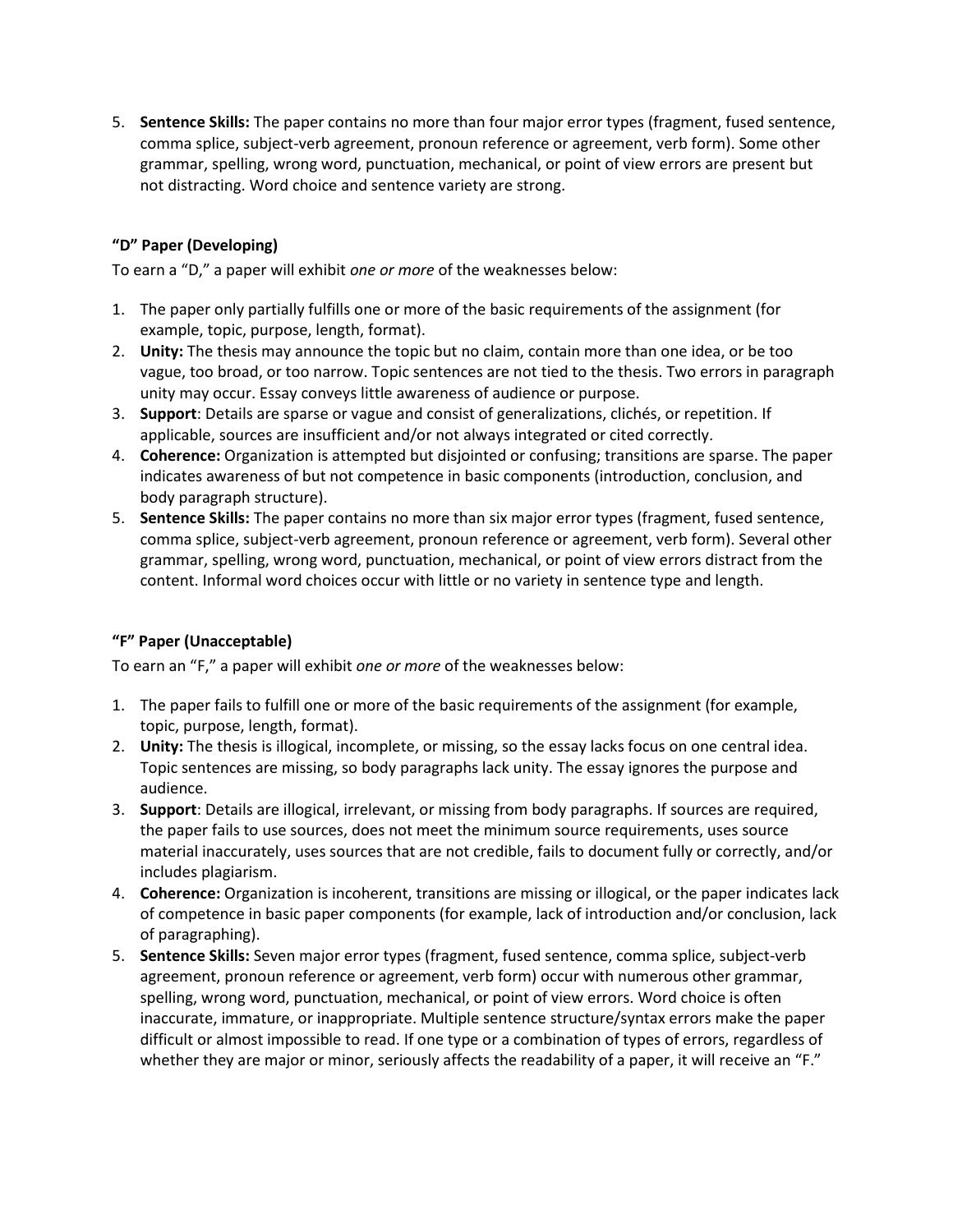5. **Sentence Skills:** The paper contains no more than four major error types (fragment, fused sentence, comma splice, subject-verb agreement, pronoun reference or agreement, verb form). Some other grammar, spelling, wrong word, punctuation, mechanical, or point of view errors are present but not distracting. Word choice and sentence variety are strong.

**"D" Paper (Developing)**

To earn a "D," a paper will exhibit *one or more* of the weaknesses below:

1. The paper only partially fulfills one or more of the basic requirements of the assignment (for example, topic, purpose, length, format).
2. **Unity:** The thesis may announce the topic but no claim, contain more than one idea, or be too vague, too broad, or too narrow. Topic sentences are not tied to the thesis. Two errors in paragraph unity may occur. Essay conveys little awareness of audience or purpose.
3. **Support**: Details are sparse or vague and consist of generalizations, clichés, or repetition. If applicable, sources are insufficient and/or not always integrated or cited correctly.
4. **Coherence:** Organization is attempted but disjointed or confusing; transitions are sparse. The paper indicates awareness of but not competence in basic components (introduction, conclusion, and body paragraph structure).
5. **Sentence Skills:** The paper contains no more than six major error types (fragment, fused sentence, comma splice, subject-verb agreement, pronoun reference or agreement, verb form). Several other grammar, spelling, wrong word, punctuation, mechanical, or point of view errors distract from the content. Informal word choices occur with little or no variety in sentence type and length.

**"F" Paper (Unacceptable)**

To earn an "F," a paper will exhibit *one or more* of the weaknesses below:

1. The paper fails to fulfill one or more of the basic requirements of the assignment (for example, topic, purpose, length, format).
2. **Unity:** The thesis is illogical, incomplete, or missing, so the essay lacks focus on one central idea. Topic sentences are missing, so body paragraphs lack unity. The essay ignores the purpose and audience.
3. **Support**: Details are illogical, irrelevant, or missing from body paragraphs. If sources are required, the paper fails to use sources, does not meet the minimum source requirements, uses source material inaccurately, uses sources that are not credible, fails to document fully or correctly, and/or includes plagiarism.
4. **Coherence:** Organization is incoherent, transitions are missing or illogical, or the paper indicates lack of competence in basic paper components (for example, lack of introduction and/or conclusion, lack of paragraphing).
5. **Sentence Skills:** Seven major error types (fragment, fused sentence, comma splice, subject-verb agreement, pronoun reference or agreement, verb form) occur with numerous other grammar, spelling, wrong word, punctuation, mechanical, or point of view errors. Word choice is often inaccurate, immature, or inappropriate. Multiple sentence structure/syntax errors make the paper difficult or almost impossible to read. If one type or a combination of types of errors, regardless of whether they are major or minor, seriously affects the readability of a paper, it will receive an "F."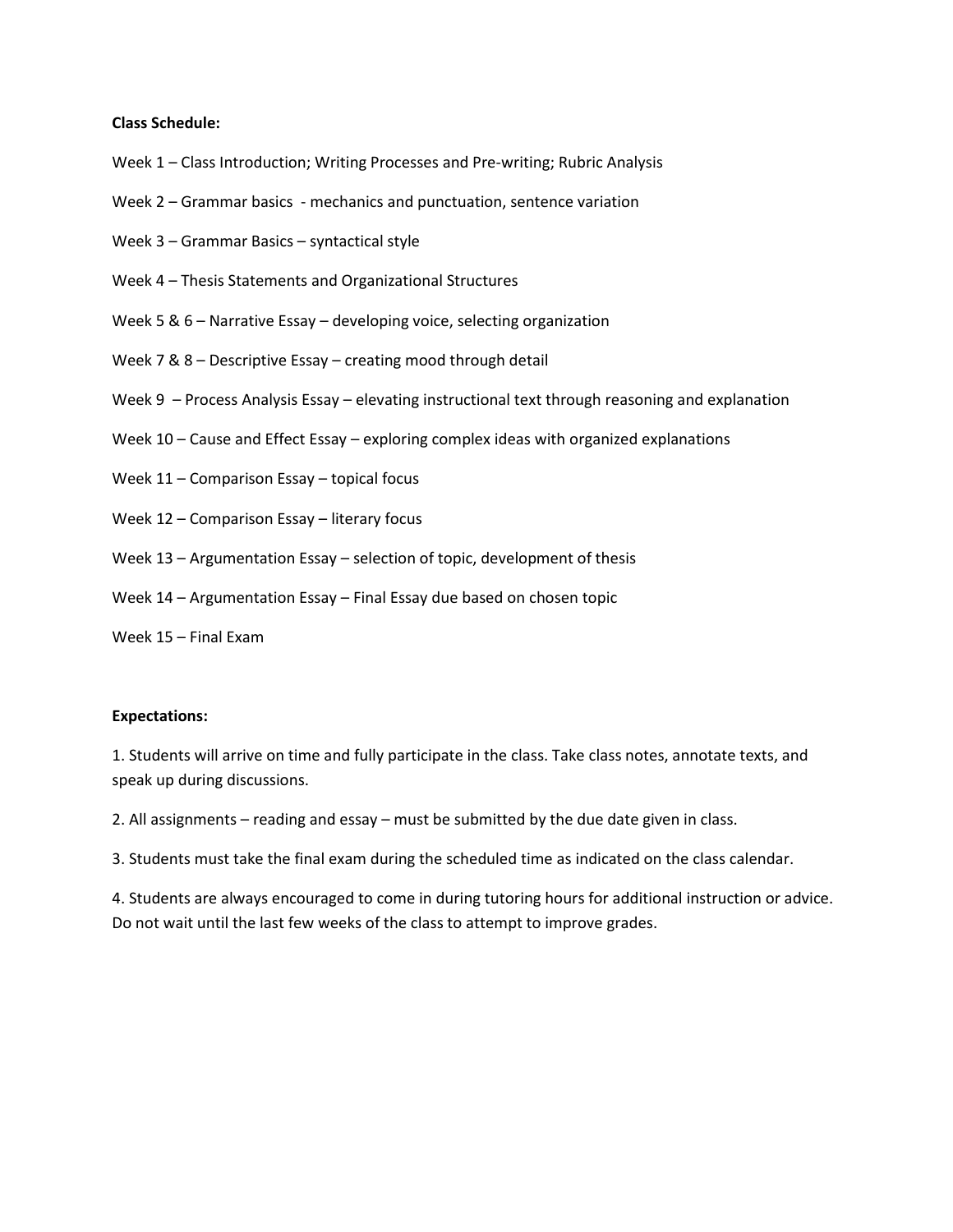**Class Schedule:**

Week 1 – Class Introduction; Writing Processes and Pre-writing; Rubric Analysis

Week 2 – Grammar basics - mechanics and punctuation, sentence variation

Week 3 – Grammar Basics – syntactical style

Week 4 – Thesis Statements and Organizational Structures

Week 5 & 6 – Narrative Essay – developing voice, selecting organization

Week 7 & 8 – Descriptive Essay – creating mood through detail

Week 9 – Process Analysis Essay – elevating instructional text through reasoning and explanation

Week 10 – Cause and Effect Essay – exploring complex ideas with organized explanations

Week 11 – Comparison Essay – topical focus

Week 12 – Comparison Essay – literary focus

Week 13 – Argumentation Essay – selection of topic, development of thesis

Week 14 – Argumentation Essay – Final Essay due based on chosen topic

Week 15 – Final Exam

**Expectations:**

1. Students will arrive on time and fully participate in the class. Take class notes, annotate texts, and speak up during discussions.

2. All assignments – reading and essay – must be submitted by the due date given in class.

3. Students must take the final exam during the scheduled time as indicated on the class calendar.

4. Students are always encouraged to come in during tutoring hours for additional instruction or advice. Do not wait until the last few weeks of the class to attempt to improve grades.